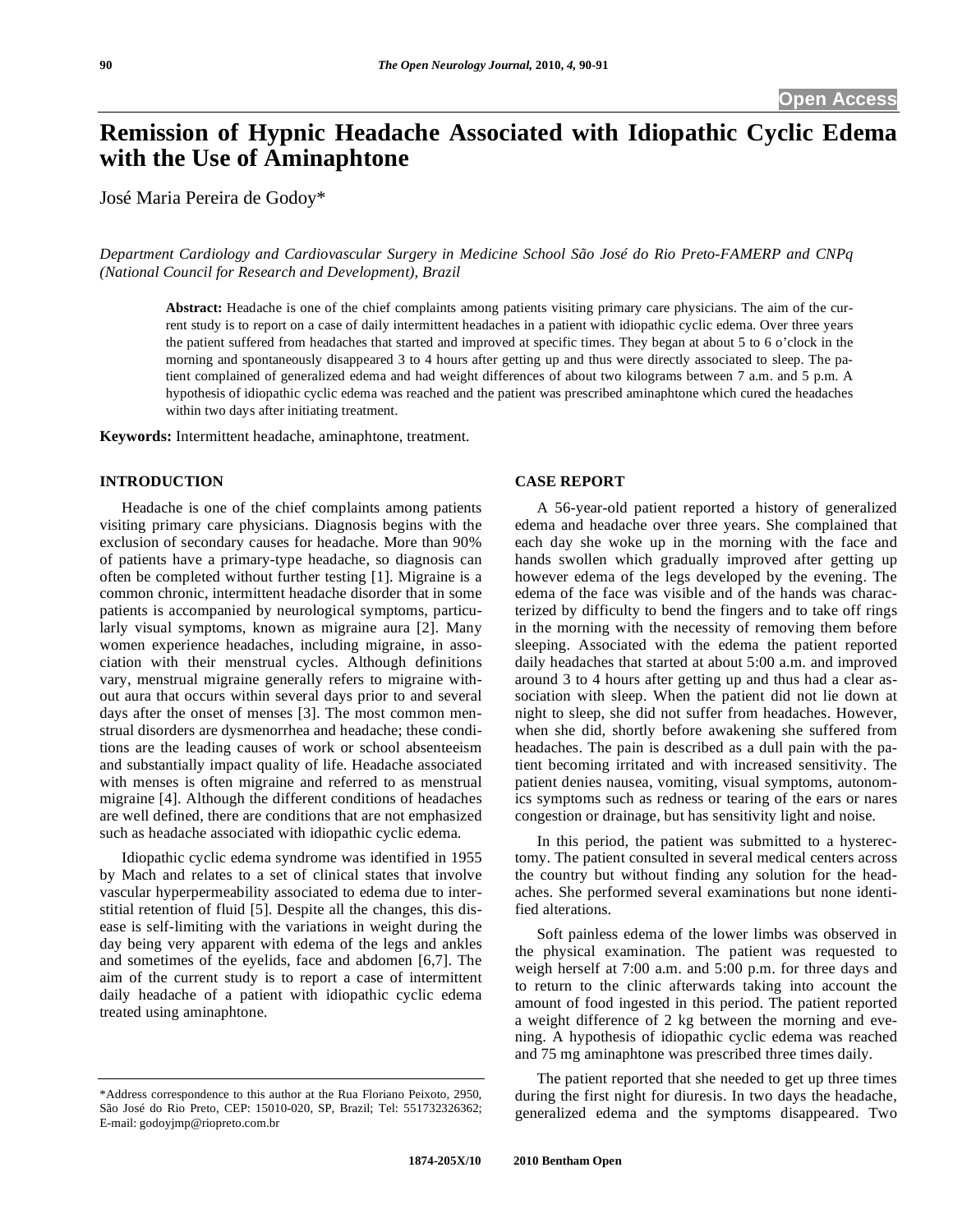# Remission of Hypnic Headache Associated with Idiopathic Cyclic Edema with the Use of Aminaphtone

José Maria Pereira de Godoy*

*Department Cardiology and Cardiovascular Surgery in Medicine School São José do Rio Preto-FAMERP and CNPq (National Council for Research and Development), Brazil*

**Abstract:** Headache is one of the chief complaints among patients visiting primary care physicians. The aim of the current study is to report on a case of daily intermittent headaches in a patient with idiopathic cyclic edema. Over three years the patient suffered from headaches that started and improved at specific times. They began at about 5 to 6 o'clock in the morning and spontaneously disappeared 3 to 4 hours after getting up and thus were directly associated to sleep. The patient complained of generalized edema and had weight differences of about two kilograms between 7 a.m. and 5 p.m. A hypothesis of idiopathic cyclic edema was reached and the patient was prescribed aminaphtone which cured the headaches within two days after initiating treatment.

**Keywords:** Intermittent headache, aminaphtone, treatment.

## INTRODUCTION

Headache is one of the chief complaints among patients visiting primary care physicians. Diagnosis begins with the exclusion of secondary causes for headache. More than 90% of patients have a primary-type headache, so diagnosis can often be completed without further testing [1]. Migraine is a common chronic, intermittent headache disorder that in some patients is accompanied by neurological symptoms, particularly visual symptoms, known as migraine aura [2]. Many women experience headaches, including migraine, in association with their menstrual cycles. Although definitions vary, menstrual migraine generally refers to migraine without aura that occurs within several days prior to and several days after the onset of menses [3]. The most common menstrual disorders are dysmenorrhea and headache; these conditions are the leading causes of work or school absenteeism and substantially impact quality of life. Headache associated with menses is often migraine and referred to as menstrual migraine [4]. Although the different conditions of headaches are well defined, there are conditions that are not emphasized such as headache associated with idiopathic cyclic edema.

Idiopathic cyclic edema syndrome was identified in 1955 by Mach and relates to a set of clinical states that involve vascular hyperpermeability associated to edema due to interstitial retention of fluid [5]. Despite all the changes, this disease is self-limiting with the variations in weight during the day being very apparent with edema of the legs and ankles and sometimes of the eyelids, face and abdomen [6,7]. The aim of the current study is to report a case of intermittent daily headache of a patient with idiopathic cyclic edema treated using aminaphtone.

## CASE REPORT

A 56-year-old patient reported a history of generalized edema and headache over three years. She complained that each day she woke up in the morning with the face and hands swollen which gradually improved after getting up however edema of the legs developed by the evening. The edema of the face was visible and of the hands was characterized by difficulty to bend the fingers and to take off rings in the morning with the necessity of removing them before sleeping. Associated with the edema the patient reported daily headaches that started at about 5:00 a.m. and improved around 3 to 4 hours after getting up and thus had a clear association with sleep. When the patient did not lie down at night to sleep, she did not suffer from headaches. However, when she did, shortly before awakening she suffered from headaches. The pain is described as a dull pain with the patient becoming irritated and with increased sensitivity. The patient denies nausea, vomiting, visual symptoms, autonomics symptoms such as redness or tearing of the ears or nares congestion or drainage, but has sensitivity light and noise.

In this period, the patient was submitted to a hysterectomy. The patient consulted in several medical centers across the country but without finding any solution for the headaches. She performed several examinations but none identified alterations.

Soft painless edema of the lower limbs was observed in the physical examination. The patient was requested to weigh herself at 7:00 a.m. and 5:00 p.m. for three days and to return to the clinic afterwards taking into account the amount of food ingested in this period. The patient reported a weight difference of 2 kg between the morning and evening. A hypothesis of idiopathic cyclic edema was reached and 75 mg aminaphtone was prescribed three times daily.

The patient reported that she needed to get up three times during the first night for diuresis. In two days the headache, generalized edema and the symptoms disappeared. Two

*Address correspondence to this author at the Rua Floriano Peixoto, 2950, São José do Rio Preto, CEP: 15010-020, SP, Brazil; Tel: 551732326362; E-mail: godoyjmp@riopreto.com.br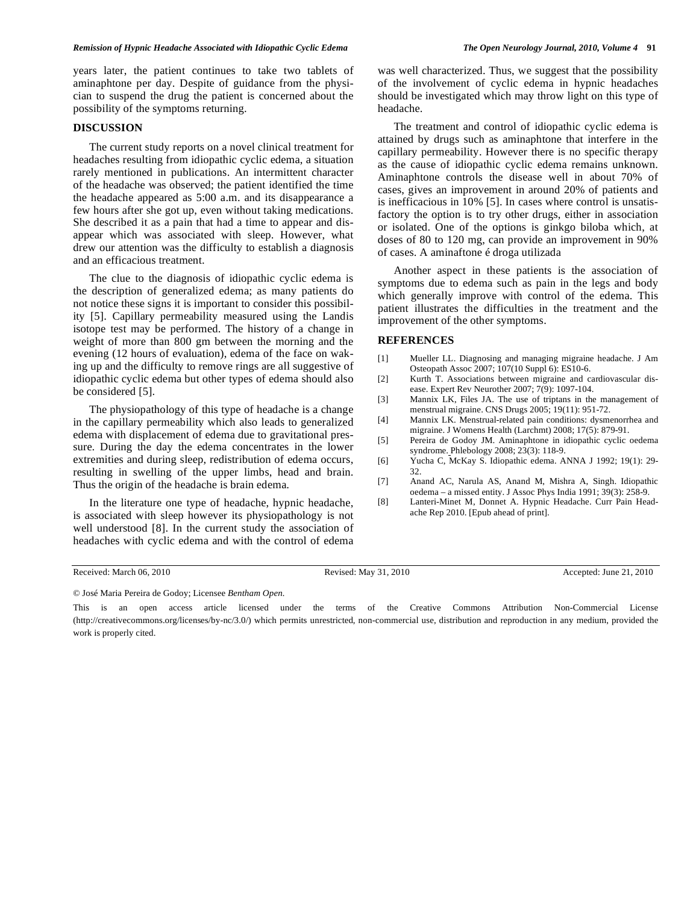years later, the patient continues to take two tablets of aminaphtone per day. Despite of guidance from the physician to suspend the drug the patient is concerned about the possibility of the symptoms returning.

## DISCUSSION

The current study reports on a novel clinical treatment for headaches resulting from idiopathic cyclic edema, a situation rarely mentioned in publications. An intermittent character of the headache was observed; the patient identified the time the headache appeared as 5:00 a.m. and its disappearance a few hours after she got up, even without taking medications. She described it as a pain that had a time to appear and disappear which was associated with sleep. However, what drew our attention was the difficulty to establish a diagnosis and an efficacious treatment.

The clue to the diagnosis of idiopathic cyclic edema is the description of generalized edema; as many patients do not notice these signs it is important to consider this possibility [5]. Capillary permeability measured using the Landis isotope test may be performed. The history of a change in weight of more than 800 gm between the morning and the evening (12 hours of evaluation), edema of the face on waking up and the difficulty to remove rings are all suggestive of idiopathic cyclic edema but other types of edema should also be considered [5].

The physiopathology of this type of headache is a change in the capillary permeability which also leads to generalized edema with displacement of edema due to gravitational pressure. During the day the edema concentrates in the lower extremities and during sleep, redistribution of edema occurs, resulting in swelling of the upper limbs, head and brain. Thus the origin of the headache is brain edema.

In the literature one type of headache, hypnic headache, is associated with sleep however its physiopathology is not well understood [8]. In the current study the association of headaches with cyclic edema and with the control of edema was well characterized. Thus, we suggest that the possibility of the involvement of cyclic edema in hypnic headaches should be investigated which may throw light on this type of headache.

The treatment and control of idiopathic cyclic edema is attained by drugs such as aminaphtone that interfere in the capillary permeability. However there is no specific therapy as the cause of idiopathic cyclic edema remains unknown. Aminaphtone controls the disease well in about 70% of cases, gives an improvement in around 20% of patients and is inefficacious in 10% [5]. In cases where control is unsatisfactory the option is to try other drugs, either in association or isolated. One of the options is ginkgo biloba which, at doses of 80 to 120 mg, can provide an improvement in 90% of cases. A aminaftone é droga utilizada

Another aspect in these patients is the association of symptoms due to edema such as pain in the legs and body which generally improve with control of the edema. This patient illustrates the difficulties in the treatment and the improvement of the other symptoms.

## REFERENCES

[1] Mueller LL. Diagnosing and managing migraine headache. J Am Osteopath Assoc 2007; 107(10 Suppl 6): ES10-6.

[2] Kurth T. Associations between migraine and cardiovascular disease. Expert Rev Neurother 2007; 7(9): 1097-104.

[3] Mannix LK, Files JA. The use of triptans in the management of menstrual migraine. CNS Drugs 2005; 19(11): 951-72.

[4] Mannix LK. Menstrual-related pain conditions: dysmenorrhea and migraine. J Womens Health (Larchmt) 2008; 17(5): 879-91.

[5] Pereira de Godoy JM. Aminaphtone in idiopathic cyclic oedema syndrome. Phlebology 2008; 23(3): 118-9.

[6] Yucha C, McKay S. Idiopathic edema. ANNA J 1992; 19(1): 29-32.

[7] Anand AC, Narula AS, Anand M, Mishra A, Singh. Idiopathic oedema – a missed entity. J Assoc Phys India 1991; 39(3): 258-9.

[8] Lanteri-Minet M, Donnet A. Hypnic Headache. Curr Pain Headache Rep 2010. [Epub ahead of print].

Received: March 06, 2010 Revised: May 31, 2010 Accepted: June 21, 2010

© José Maria Pereira de Godoy; Licensee *Bentham Open*.

This is an open access article licensed under the terms of the Creative Commons Attribution Non-Commercial License (http://creativecommons.org/licenses/by-nc/3.0/) which permits unrestricted, non-commercial use, distribution and reproduction in any medium, provided the work is properly cited.